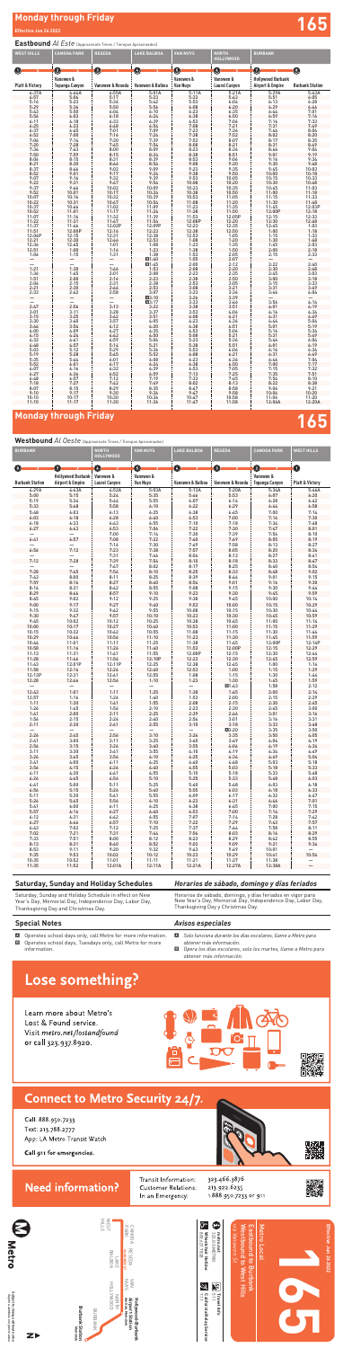# Monday through Friday

**Effective Jun 26 2022**

**165**

## Eastbound *Al Este* (Approximate Times / Tiempos Aproximados)

| WEST HILLS | CANOGA PARK | RESEDA | LAKE BALBOA | VAN NUYS | NORTH HOLLYWOOD | BURBANK | |
|---|---|---|---|---|---|---|---|
| 1 | 2 | 3 | 4 | 5 | 6 | 7 | 8 |
| Platt & Victory | Vanowen & Topanga Canyon | Vanowen & Reseda | Vanowen & Balboa | Vanowen & Van Nuys | Vanowen & Laurel Canyon | Hollywood Burbank Airport & Empire | Burbank Station |
| 4:29A | 4:44A | 4:55A | 5:01A | 5:11A | 5:21A | 5:29A | 5:43A |
| 4:57 | 5:04 | 5:15 | 5:21 | 5:31 | 5:43 | 5:51 | 6:05 |
| 5:16 | 5:23 | 5:34 | 5:42 | 5:53 | 6:04 | 6:13 | 6:28 |
| 5:29 | 5:36 | 5:48 | 5:56 | 6:08 | 6:20 | 6:29 | 6:44 |
| 5:43 | 5:50 | 6:04 | 6:12 | 6:23 | 6:35 | 6:44 | 7:01 |
| 5:56 | 6:03 | 6:18 | 6:26 | 6:38 | 6:50 | 6:59 | 7:16 |
| 6:11 | 6:18 | 6:33 | 6:41 | 6:53 | 7:06 | 7:16 | 7:33 |
| 6:24 | 6:31 | 6:47 | 6:56 | 7:08 | 7:21 | 7:31 | 7:49 |
| 6:37 | 6:45 | 7:01 | 7:09 | 7:23 | 7:36 | 7:46 | 8:04 |
| 6:52 | 7:00 | 7:16 | 7:24 | 7:38 | 7:52 | 8:02 | 8:20 |
| 7:06 | 7:14 | 7:30 | 7:39 | 7:53 | 8:07 | 8:17 | 8:35 |
| 7:20 | 7:28 | 7:45 | 7:54 | 8:08 | 8:21 | 8:31 | 8:49 |
| 7:34 | 7:43 | 8:00 | 8:09 | 8:23 | 8:36 | 8:46 | 9:04 |
| 7:50 | 7:59 | 8:15 | 8:24 | 8:38 | 8:51 | 9:01 | 9:19 |
| 8:06 | 8:15 | 8:31 | 8:39 | 8:53 | 9:06 | 9:16 | 9:34 |
| 8:21 | 8:30 | 8:47 | 8:54 | 9:08 | 9:20 | 9:30 | 9:48 |
| 8:37 | 8:46 | 9:02 | 9:09 | 9:23 | 9:35 | 9:45 | 10:03 |
| 8:52 | 9:01 | 9:17 | 9:24 | 9:38 | 9:50 | 10:00 | 10:18 |
| 9:07 | 9:16 | 9:32 | 9:39 | 9:53 | 10:05 | 10:15 | 10:33 |
| 9:22 | 9:31 | 9:47 | 9:54 | 10:08 | 10:20 | 10:30 | 10:48 |
| 9:37 | 9:46 | 10:02 | 10:09 | 10:23 | 10:35 | 10:45 | 11:03 |
| 9:52 | 10:01 | 10:17 | 10:24 | 10:38 | 10:50 | 11:00 | 11:18 |
| 10:07 | 10:16 | 10:32 | 10:39 | 10:53 | 11:05 | 11:15 | 11:33 |
| 10:22 | 10:31 | 10:47 | 10:54 | 11:08 | 11:20 | 11:30 | 11:48 |
| 10:37 | 10:46 | 11:02 | 11:09 | 11:23 | 11:35 | 11:45 | 12:03P |
| 10:52 | 11:01 | 11:17 | 11:24 | 11:38 | 11:50 | 12:00P | 12:18 |
| 11:07 | 11:16 | 11:32 | 11:39 | 11:53 | 12:05P | 12:15 | 12:33 |
| 11:22 | 11:31 | 11:47 | 11:54 | 12:08P | 12:20 | 12:30 | 12:48 |
| 11:37 | 11:46 | 12:02P | 12:09P | 12:23 | 12:35 | 12:45 | 1:03 |
| 11:51 | 12:00P | 12:16 | 12:23 | 12:38 | 12:50 | 1:00 | 1:18 |
| 12:06P | 12:15 | 12:31 | 12:38 | 12:53 | 1:05 | 1:15 | 1:33 |
| 12:21 | 12:30 | 12:46 | 12:53 | 1:08 | 1:20 | 1:30 | 1:48 |
| 12:36 | 12:45 | 1:01 | 1:08 | 1:23 | 1:35 | 1:45 | 2:03 |
| 12:51 | 1:00 | 1:16 | 1:23 | 1:38 | 1:50 | 2:00 | 2:18 |
| 1:06 | 1:15 | 1:31 | 1:38 | 1:53 | 2:05 | 2:15 | 2:33 |
| — | — | — | Ⓐ1:40 | 1:55 | 2:07 | — | — |
| — | — | — | Ⓐ1:45 | 2:00 | 2:12 | 2:22 | 2:40 |
| 1:21 | 1:30 | 1:46 | 1:53 | 2:08 | 2:20 | 2:30 | 2:48 |
| 1:36 | 1:45 | 2:01 | 2:08 | 2:23 | 2:35 | 2:45 | 3:03 |
| 1:51 | 2:00 | 2:16 | 2:23 | 2:38 | 2:50 | 3:00 | 3:18 |
| 2:06 | 2:15 | 2:31 | 2:38 | 2:53 | 3:05 | 3:15 | 3:33 |
| 2:21 | 2:30 | 2:46 | 2:53 | 3:08 | 3:21 | 3:31 | 3:49 |
| 2:33 | 2:42 | 2:58 | 3:07 | 3:23 | 3:36 | 3:46 | 4:04 |
| — | — | — | Ⓐ3:10 | 3:26 | 3:39 | — | — |
| — | — | — | Ⓑ3:17 | 3:33 | 3:46 | 3:56 | 4:14 |
| 2:47 | 2:56 | 3:13 | 3:22 | 3:38 | 3:51 | 4:01 | 4:19 |
| 3:01 | 3:11 | 3:28 | 3:37 | 3:53 | 4:06 | 4:16 | 4:34 |
| 3:15 | 3:25 | 3:42 | 3:51 | 4:08 | 4:21 | 4:31 | 4:49 |
| 3:30 | 3:40 | 3:57 | 4:05 | 4:23 | 4:36 | 4:46 | 5:04 |
| 3:44 | 3:54 | 4:12 | 4:20 | 4:38 | 4:51 | 5:01 | 5:19 |
| 4:00 | 4:09 | 4:27 | 4:35 | 4:53 | 5:06 | 5:16 | 5:34 |
| 4:15 | 4:24 | 4:42 | 4:50 | 5:08 | 5:21 | 5:31 | 5:49 |
| 4:31 | 4:40 | 4:57 | 5:05 | 5:23 | 5:36 | 5:46 | 6:04 |
| 4:48 | 4:57 | 5:14 | 5:21 | 5:39 | 5:51 | 6:01 | 6:19 |
| 5:02 | 5:12 | 5:29 | 5:36 | 5:53 | 6:06 | 6:16 | 6:34 |
| 5:19 | 5:28 | 5:45 | 5:52 | 6:08 | 6:21 | 6:31 | 6:49 |
| 5:35 | 5:44 | 6:01 | 6:08 | 6:23 | 6:36 | 6:46 | 7:04 |
| 5:52 | 6:01 | 6:17 | 6:24 | 6:38 | 6:51 | 7:00 | 7:17 |
| 6:07 | 6:16 | 6:32 | 6:39 | 6:53 | 7:05 | 7:15 | 7:32 |
| 6:27 | 6:36 | 6:52 | 6:59 | 7:13 | 7:25 | 7:35 | 7:51 |
| 6:48 | 6:57 | 7:12 | 7:19 | 7:33 | 7:45 | 7:54 | 8:10 |
| 7:18 | 7:27 | 7:42 | 7:49 | 8:02 | 8:13 | 8:22 | 8:38 |
| 8:07 | 8:15 | 8:29 | 8:35 | 8:47 | 8:58 | 9:06 | 9:21 |
| 9:10 | 9:17 | 9:30 | 9:36 | 9:47 | 9:58 | 10:06 | 10:20 |
| 10:10 | 10:17 | 10:30 | 10:36 | 10:47 | 10:58 | 11:06 | 11:20 |
| 11:10 | 11:17 | 11:30 | 11:36 | 11:47 | 11:58 | 12:06A | 12:20A |

# Monday through Friday

## Westbound *Al Oeste* (Approximate Times / Tiempos Aproximados)

| BURBANK | | NORTH HOLLYWOOD | VAN NUYS | LAKE BALBOA | RESEDA | CANOGA PARK | WEST HILLS |
|---|---|---|---|---|---|---|---|
| 8 | 7 | 6 | 5 | 4 | 3 | 2 | 1 |
| Burbank Station | Hollywood Burbank Airport & Empire | Vanowen & Laurel Canyon | Vanowen & Van Nuys | Vanowen & Balboa | Vanowen & Reseda | Vanowen & Topanga Canyon | Platt & Victory |
| 4:29A | 4:43A | 4:53A | 5:03A | 5:13A | 5:20A | 5:34A | 5:44A |
| 5:00 | 5:15 | 5:24 | 5:35 | 5:46 | 5:53 | 6:07 | 6:20 |
| 5:19 | 5:34 | 5:44 | 5:55 | 6:07 | 6:14 | 6:29 | 6:42 |
| 5:33 | 5:48 | 5:58 | 6:10 | 6:22 | 6:29 | 6:44 | 6:58 |
| 5:47 | 6:02 | 6:13 | 6:25 | 6:37 | 6:45 | 7:00 | 7:14 |
| 6:03 | 6:18 | 6:28 | 6:40 | 6:53 | 7:01 | 7:16 | 7:30 |
| 6:18 | 6:33 | 6:43 | 6:55 | 7:10 | 7:18 | 7:34 | 7:48 |
| 6:27 | 6:43 | 6:53 | 7:06 | 7:22 | 7:30 | 7:47 | 8:01 |
| — | — | 7:00 | 7:14 | 7:30 | 7:39 | 7:55 | 8:10 |
| — | — | 7:08 | 7:22 | 7:40 | 7:49 | 8:05 | 8:18 |
| 6:56 | 7:12 | 7:25 | 7:38 | 7:57 | 8:05 | 8:20 | 8:35 |
| — | — | 7:31 | 7:44 | 8:04 | 8:12 | 8:27 | 8:41 |
| 7:12 | 7:28 | 7:39 | 7:54 | 8:10 | 8:18 | 8:33 | 8:46 |
| — | — | 7:47 | 8:02 | 8:17 | 8:25 | 8:40 | 8:54 |
| 7:28 | 7:45 | 7:56 | 8:10 | 8:25 | 8:33 | 8:48 | 9:02 |
| 7:42 | 8:00 | 8:11 | 8:25 | 8:39 | 8:46 | 9:01 | 9:15 |
| 7:59 | 8:16 | 8:27 | 8:40 | 8:54 | 9:01 | 9:16 | 9:30 |
| 8:14 | 8:31 | 8:42 | 8:55 | 9:08 | 9:15 | 9:30 | 9:44 |
| 8:29 | 8:46 | 8:57 | 9:10 | 9:23 | 9:30 | 9:45 | 9:59 |
| 8:45 | 9:02 | 9:12 | 9:25 | 9:38 | 9:45 | 10:00 | 10:14 |
| 9:00 | 9:17 | 9:27 | 9:40 | 9:53 | 10:00 | 10:15 | 10:29 |
| 9:15 | 9:32 | 9:42 | 9:55 | 10:08 | 10:15 | 10:30 | 10:44 |
| 9:30 | 9:47 | 9:57 | 10:10 | 10:23 | 10:30 | 10:45 | 10:59 |
| 9:45 | 10:02 | 10:12 | 10:25 | 10:38 | 10:45 | 11:00 | 11:14 |
| 10:00 | 10:17 | 10:27 | 10:40 | 10:53 | 11:00 | 11:15 | 11:29 |
| 10:15 | 10:32 | 10:42 | 10:55 | 11:08 | 11:15 | 11:30 | 11:44 |
| 10:29 | 10:46 | 10:56 | 11:10 | 11:23 | 11:30 | 11:45 | 11:59 |
| 10:44 | 11:01 | 11:11 | 11:25 | 11:38 | 11:45 | 12:00P | 12:14P |
| 10:58 | 11:16 | 11:26 | 11:40 | 11:53 | 12:00P | 12:15 | 12:29 |
| 11:13 | 11:31 | 11:41 | 11:55 | 12:08P | 12:15 | 12:30 | 12:44 |
| 11:28 | 11:46 | 11:56 | 12:10P | 12:23 | 12:30 | 12:45 | 12:59 |
| 11:43 | 12:01P | 12:11P | 12:25 | 12:38 | 12:45 | 1:00 | 1:14 |
| 11:58 | 12:16 | 12:26 | 12:40 | 12:53 | 1:00 | 1:15 | 1:29 |
| 12:13P | 12:31 | 12:41 | 12:55 | 1:08 | 1:15 | 1:30 | 1:44 |
| 12:28 | 12:46 | 12:56 | 1:10 | 1:23 | 1:30 | 1:45 | 1:59 |
| — | — | — | — | — | Ⓐ1:43 | 1:58 | 2:12 |
| 12:43 | 1:01 | 1:11 | 1:25 | 1:38 | 1:45 | 2:00 | 2:14 |
| 12:57 | 1:16 | 1:26 | 1:40 | 1:53 | 2:00 | 2:15 | 2:29 |
| 1:11 | 1:30 | 1:41 | 1:55 | 2:08 | 2:15 | 2:30 | 2:45 |
| 1:26 | 1:45 | 1:56 | 2:10 | 2:23 | 2:30 | 2:45 | 3:00 |
| 1:41 | 2:00 | 2:11 | 2:25 | 2:39 | 2:46 | 3:01 | 3:16 |
| 1:56 | 2:15 | 2:26 | 2:40 | 2:54 | 3:01 | 3:16 | 3:31 |
| 2:11 | 2:30 | 2:41 | 2:55 | 3:10 | 3:18 | 3:33 | 3:48 |
| — | — | — | — | — | Ⓑ3:20 | 3:35 | 3:50 |
| 2:26 | 2:45 | 2:56 | 3:10 | 3:26 | 3:35 | 3:50 | 4:05 |
| 2:41 | 3:00 | 3:11 | 3:25 | 3:40 | 3:49 | 4:04 | 4:19 |
| 2:56 | 3:15 | 3:26 | 3:40 | 3:55 | 4:04 | 4:19 | 4:34 |
| 3:11 | 3:30 | 3:41 | 3:55 | 4:10 | 4:19 | 4:34 | 4:49 |
| 3:26 | 3:45 | 3:56 | 4:10 | 4:25 | 4:34 | 4:49 | 5:04 |
| 3:41 | 4:00 | 4:11 | 4:25 | 4:40 | 4:48 | 5:03 | 5:18 |
| 3:56 | 4:15 | 4:26 | 4:40 | 4:55 | 5:03 | 5:18 | 5:33 |
| 4:11 | 4:30 | 4:41 | 4:55 | 5:10 | 5:18 | 5:33 | 5:48 |
| 4:26 | 4:45 | 4:56 | 5:10 | 5:25 | 5:33 | 5:48 | 6:03 |
| 4:41 | 5:00 | 5:11 | 5:25 | 5:40 | 5:48 | 6:03 | 6:18 |
| 4:56 | 5:15 | 5:26 | 5:40 | 5:55 | 6:03 | 6:18 | 6:33 |
| 5:11 | 5:30 | 5:41 | 5:55 | 6:09 | 6:17 | 6:32 | 6:47 |
| 5:26 | 5:45 | 5:56 | 6:10 | 6:23 | 6:31 | 6:46 | 7:01 |
| 5:41 | 6:00 | 6:11 | 6:25 | 6:38 | 6:45 | 7:00 | 7:15 |
| 5:57 | 6:16 | 6:27 | 6:40 | 6:53 | 7:00 | 7:14 | 7:29 |
| 6:12 | 6:31 | 6:42 | 6:55 | 7:07 | 7:14 | 7:28 | 7:42 |
| 6:27 | 6:46 | 6:57 | 7:10 | 7:22 | 7:29 | 7:43 | 7:57 |
| 6:43 | 7:02 | 7:12 | 7:25 | 7:37 | 7:44 | 7:58 | 8:12 |
| 7:02 | 7:21 | 7:31 | 7:44 | 7:54 | 8:03 | 8:16 | 8:29 |
| 7:22 | 7:39 | 7:51 | 8:00 | 8:12 | 8:20 | 8:33 | 8:45 |
| 8:13 | 8:31 | 8:40 | 8:52 | 9:03 | 9:09 | 9:21 | 9:34 |
| 8:53 | 9:11 | 9:20 | 9:32 | 9:43 | 9:49 | 10:01 | 10:14 |
| 9:35 | 9:53 | 10:02 | 10:12 | 10:21 | 10:29 | 10:41 | 10:54 |
| 10:35 | 10:52 | 11:01 | 11:11 | 11:21 | 11:27 | 11:38 | 11:51 |
| 11:35 | 11:52 | 12:01A | 12:11A | 12:21A | 12:27A | 12:38A | 12:51A |

## Saturday, Sunday and Holiday Schedules

Saturday, Sunday and Holiday Schedule in effect on New Year's Day, Memorial Day, Independence Day, Labor Day, Thanksgiving Day and Christmas Day.

## Horarios de sábado, domingo y días feriados

Horarios de sábado, domingo, y días feriados en vigor para New Year's Day, Memorial Day, Independence Day, Labor Day, Thanksgiving Day y Christmas Day.

## Special Notes

Ⓐ Operates school days only, call Metro for more information.

Ⓑ Operates school days, Tuesdays only, call Metro for more information.

## Avisos especiales

Ⓐ Solo funciona durante los días escolares, llame a Metro para obtener más información.

Ⓑ Opera los días escolares, solo los martes, llame a Metro para obtener más información.

# Lose something?

Learn more about Metro's Lost & Found service. Visit metro.net/lostandfound or call 323.937.8920.

# Connect to Metro Security 24/7.

Call: 888.950.7233
Text: 213.788.2777
App: LA Metro Transit Watch

Call 911 for emergencies.

# Need information?

Transit Information: 323.466.3876
Customer Relations: 213.922.6235
In an Emergency: 1.888.950.7233 or 911

Metro Local

165

Eastbound to Burbank
Westbound to West Hills
via Vanowen St

Effective Jun 26 2022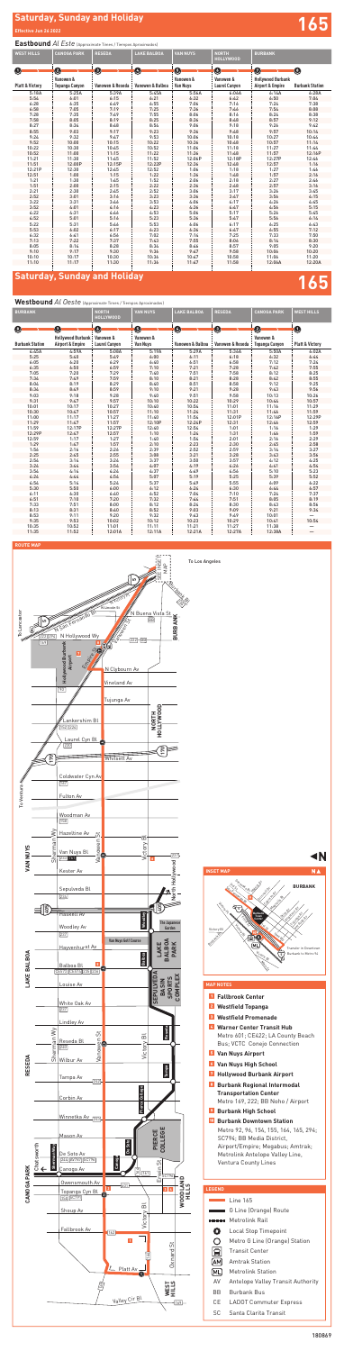# Saturday, Sunday and Holiday

**165**

Effective Jun 26 2022

## Eastbound *Al Este* (Approximate Times / Tiempos Aproximados)

| WEST HILLS | CANOGA PARK | RESEDA | LAKE BALBOA | VAN NUYS | NORTH HOLLYWOOD | BURBANK | |
|---|---|---|---|---|---|---|---|
| 1 | 2 | 3 | 4 | 5 | 6 | 7 | 8 |
| Platt & Victory | Vanowen & Topanga Canyon | Vanowen & Reseda | Vanowen & Balboa | Vanowen & Van Nuys | Vanowen & Laurel Canyon | Hollywood Burbank Airport & Empire | Burbank Station |
| 5:18A | 5:25A | 5:39A | 5:45A | 5:56A | 6:06A | 6:14A | 6:26A |
| 5:56 | 6:01 | 6:15 | 6:21 | 6:32 | 6:42 | 6:50 | 7:04 |
| 6:28 | 6:35 | 6:49 | 6:55 | 7:06 | 7:16 | 7:24 | 7:38 |
| 6:58 | 7:05 | 7:19 | 7:25 | 7:36 | 7:46 | 7:54 | 8:08 |
| 7:28 | 7:35 | 7:49 | 7:55 | 8:06 | 8:16 | 8:24 | 8:38 |
| 7:58 | 8:05 | 8:19 | 8:25 | 8:36 | 8:48 | 8:57 | 9:12 |
| 8:27 | 8:34 | 8:48 | 8:54 | 9:06 | 9:18 | 9:26 | 9:42 |
| 8:55 | 9:03 | 9:17 | 9:23 | 9:36 | 9:48 | 9:57 | 10:14 |
| 9:24 | 9:32 | 9:47 | 9:53 | 10:06 | 10:18 | 10:27 | 10:44 |
| 9:52 | 10:00 | 10:15 | 10:22 | 10:36 | 10:48 | 10:57 | 11:14 |
| 10:22 | 10:30 | 10:45 | 10:52 | 11:06 | 11:18 | 11:27 | 11:44 |
| 10:52 | 11:00 | 11:15 | 11:22 | 11:36 | 11:48 | 11:57 | 12:14P |
| 11:21 | 11:30 | 11:45 | 11:52 | 12:06P | 12:18P | 12:27P | 12:44 |
| 11:51 | 12:00P | 12:15P | 12:22P | 12:36 | 12:48 | 12:57 | 1:14 |
| 12:21P | 12:30 | 12:45 | 12:52 | 1:06 | 1:18 | 1:27 | 1:44 |
| 12:51 | 1:00 | 1:15 | 1:22 | 1:36 | 1:48 | 1:57 | 2:14 |
| 1:21 | 1:30 | 1:45 | 1:52 | 2:06 | 2:18 | 2:27 | 2:44 |
| 1:51 | 2:00 | 2:15 | 2:22 | 2:36 | 2:48 | 2:57 | 3:14 |
| 2:21 | 2:30 | 2:45 | 2:52 | 3:06 | 3:17 | 3:26 | 3:45 |
| 2:52 | 3:01 | 3:16 | 3:23 | 3:36 | 3:47 | 3:56 | 4:15 |
| 3:22 | 3:31 | 3:46 | 3:53 | 4:06 | 4:17 | 4:26 | 4:45 |
| 3:52 | 4:01 | 4:16 | 4:23 | 4:36 | 4:47 | 4:56 | 5:15 |
| 4:22 | 4:31 | 4:46 | 4:53 | 5:06 | 5:17 | 5:26 | 5:45 |
| 4:52 | 5:01 | 5:16 | 5:23 | 5:36 | 5:47 | 5:56 | 6:14 |
| 5:22 | 5:31 | 5:46 | 5:53 | 6:06 | 6:17 | 6:25 | 6:43 |
| 5:53 | 6:02 | 6:17 | 6:23 | 6:36 | 6:47 | 6:55 | 7:12 |
| 6:32 | 6:41 | 6:56 | 7:02 | 7:14 | 7:25 | 7:33 | 7:50 |
| 7:13 | 7:22 | 7:37 | 7:43 | 7:55 | 8:06 | 8:14 | 8:30 |
| 8:05 | 8:14 | 8:28 | 8:34 | 8:46 | 8:57 | 9:05 | 9:20 |
| 9:10 | 9:17 | 9:30 | 9:36 | 9:47 | 9:58 | 10:06 | 10:20 |
| 10:10 | 10:17 | 10:30 | 10:36 | 10:47 | 10:58 | 11:06 | 11:20 |
| 11:10 | 11:17 | 11:30 | 11:36 | 11:47 | 11:58 | 12:06A | 12:20A |

# Saturday, Sunday and Holiday

**165**

## Westbound *Al Oeste* (Approximate Times / Tiempos Aproximados)

| BURBANK | | NORTH HOLLYWOOD | VAN NUYS | LAKE BALBOA | RESEDA | CANOGA PARK | WEST HILLS |
|---|---|---|---|---|---|---|---|
| 8 | 7 | 6 | 5 | 4 | 3 | 2 | 1 |
| Burbank Station | Hollywood Burbank Airport & Empire | Vanowen & Laurel Canyon | Vanowen & Van Nuys | Vanowen & Balboa | Vanowen & Reseda | Vanowen & Topanga Canyon | Platt & Victory |
| 4:40A | 4:51A | 5:00A | 5:11A | 5:29A | 5:36A | 5:50A | 6:00A |
| 5:25 | 5:40 | 5:49 | 6:00 | 6:11 | 6:18 | 6:32 | 6:44 |
| 6:05 | 6:20 | 6:29 | 6:40 | 6:51 | 6:58 | 7:12 | 7:24 |
| 6:35 | 6:50 | 6:59 | 7:10 | 7:21 | 7:28 | 7:42 | 7:55 |
| 7:05 | 7:20 | 7:29 | 7:40 | 7:51 | 7:58 | 8:12 | 8:25 |
| 7:34 | 7:49 | 7:59 | 8:10 | 8:21 | 8:28 | 8:42 | 8:55 |
| 8:04 | 8:19 | 8:29 | 8:40 | 8:51 | 8:58 | 9:12 | 9:25 |
| 8:34 | 8:49 | 8:59 | 9:10 | 9:21 | 9:28 | 9:43 | 9:56 |
| 9:03 | 9:18 | 9:28 | 9:40 | 9:51 | 9:58 | 10:13 | 10:26 |
| 9:31 | 9:47 | 9:57 | 10:10 | 10:22 | 10:29 | 10:44 | 10:57 |
| 10:01 | 10:17 | 10:27 | 10:40 | 10:54 | 11:01 | 11:16 | 11:29 |
| 10:30 | 10:47 | 10:57 | 11:10 | 11:24 | 11:31 | 11:46 | 11:59 |
| 11:00 | 11:17 | 11:27 | 11:40 | 11:54 | 12:01P | 12:16P | 12:29P |
| 11:29 | 11:47 | 11:57 | 12:10P | 12:24P | 12:31 | 12:46 | 12:59 |
| 11:59 | 12:17P | 12:27P | 12:40 | 12:54 | 1:01 | 1:16 | 1:29 |
| 12:29P | 12:47 | 12:57 | 1:10 | 1:24 | 1:31 | 1:46 | 1:59 |
| 12:59 | 1:17 | 1:27 | 1:40 | 1:54 | 2:01 | 2:16 | 2:29 |
| 1:29 | 1:47 | 1:57 | 2:10 | 2:23 | 2:30 | 2:45 | 2:58 |
| 1:56 | 2:14 | 2:24 | 2:39 | 2:52 | 2:59 | 3:14 | 3:27 |
| 2:25 | 2:45 | 2:55 | 3:08 | 3:21 | 3:28 | 3:43 | 3:56 |
| 2:54 | 3:14 | 3:24 | 3:37 | 3:50 | 3:57 | 4:12 | 4:25 |
| 3:24 | 3:44 | 3:54 | 4:07 | 4:19 | 4:26 | 4:41 | 4:54 |
| 3:54 | 4:14 | 4:24 | 4:37 | 4:49 | 4:56 | 5:10 | 5:23 |
| 4:24 | 4:44 | 4:54 | 5:07 | 5:19 | 5:25 | 5:39 | 5:52 |
| 4:54 | 5:14 | 5:24 | 5:37 | 5:49 | 5:55 | 6:09 | 6:22 |
| 5:30 | 5:50 | 6:00 | 6:12 | 6:24 | 6:30 | 6:44 | 6:57 |
| 6:11 | 6:30 | 6:40 | 6:52 | 7:04 | 7:10 | 7:24 | 7:37 |
| 6:51 | 7:10 | 7:20 | 7:32 | 7:44 | 7:50 | 8:05 | 8:19 |
| 7:33 | 7:51 | 8:00 | 8:12 | 8:24 | 8:30 | 8:43 | 8:56 |
| 8:13 | 8:31 | 8:40 | 8:52 | 9:03 | 9:09 | 9:21 | 9:34 |
| 8:53 | 9:11 | 9:20 | 9:32 | 9:43 | 9:49 | 10:01 | — |
| 9:35 | 9:53 | 10:02 | 10:12 | 10:23 | 10:29 | 10:41 | 10:54 |
| 10:35 | 10:52 | 11:01 | 11:11 | 11:21 | 11:27 | 11:38 | — |
| 11:35 | 11:52 | 12:01A | 12:11A | 12:21A | 12:27A | 12:38A | — |

## ROUTE MAP

To Los Angeles
To Lancaster
To Ventura

## MAP NOTES

1. Fallbrook Center
2. Westfield Topanga
3. Westfield Promenade
4. Warner Center Transit Hub
   Metro 601; CE422; LA County Beach Bus; VCTC Conejo Connection
5. Van Nuys Airport
6. Van Nuys High School
7. Hollywood Burbank Airport
8. Burbank Regional Intermodal Transportation Center
   Metro 169, 222; BB Noho / Airport
9. Burbank High School
10. Burbank Downtown Station
    Metro 92, 94, 154, 155, 164, 165, 294; 5C794; BB Media District, Airport/Empire; Megabus; Amtrak; Metrolink Antelope Valley Line, Ventura County Lines

## LEGEND

- Line 165
- G Line (Orange) Route
- Metrolink Rail
- Local Stop Timepoint
- Metro G Line (Orange) Station
- Transit Center
- AM Amtrak Station
- ML Metrolink Station
- AV Antelope Valley Transit Authority
- BB Burbank Bus
- CE LADOT Commuter Express
- SC Santa Clarita Transit

180869